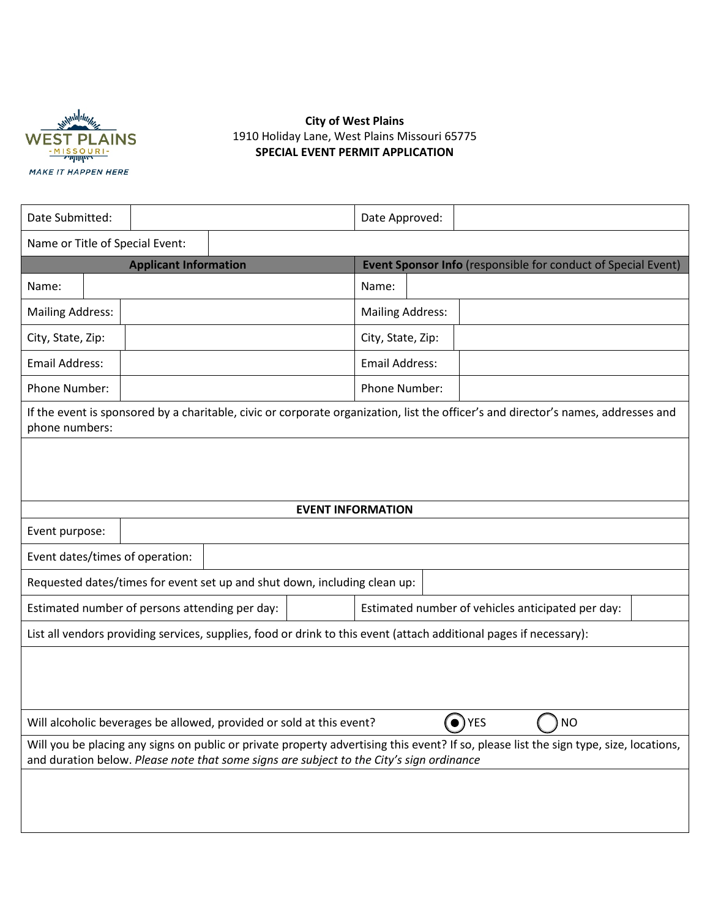WEST PLAINS
-MISSOURI-
MAKE IT HAPPEN HERE

**City of West Plains**
1910 Holiday Lane, West Plains Missouri 65775
**SPECIAL EVENT PERMIT APPLICATION**

| Date Submitted: | | Date Approved: | |
|---|---|---|---|
| Name or Title of Special Event: | | | |
| **Applicant Information** | | **Event Sponsor Info** (responsible for conduct of Special Event) | |
| Name: | | Name: | |
| Mailing Address: | | Mailing Address: | |
| City, State, Zip: | | City, State, Zip: | |
| Email Address: | | Email Address: | |
| Phone Number: | | Phone Number: | |

If the event is sponsored by a charitable, civic or corporate organization, list the officer's and director's names, addresses and phone numbers:

| **EVENT INFORMATION** | | | |
|---|---|---|---|
| Event purpose: | | | |
| Event dates/times of operation: | | | |
| Requested dates/times for event set up and shut down, including clean up: | | | |
| Estimated number of persons attending per day: | | Estimated number of vehicles anticipated per day: | |

List all vendors providing services, supplies, food or drink to this event (attach additional pages if necessary):

Will alcoholic beverages be allowed, provided or sold at this event? ◉ YES ◯ NO

Will you be placing any signs on public or private property advertising this event? If so, please list the sign type, size, locations, and duration below. *Please note that some signs are subject to the City's sign ordinance*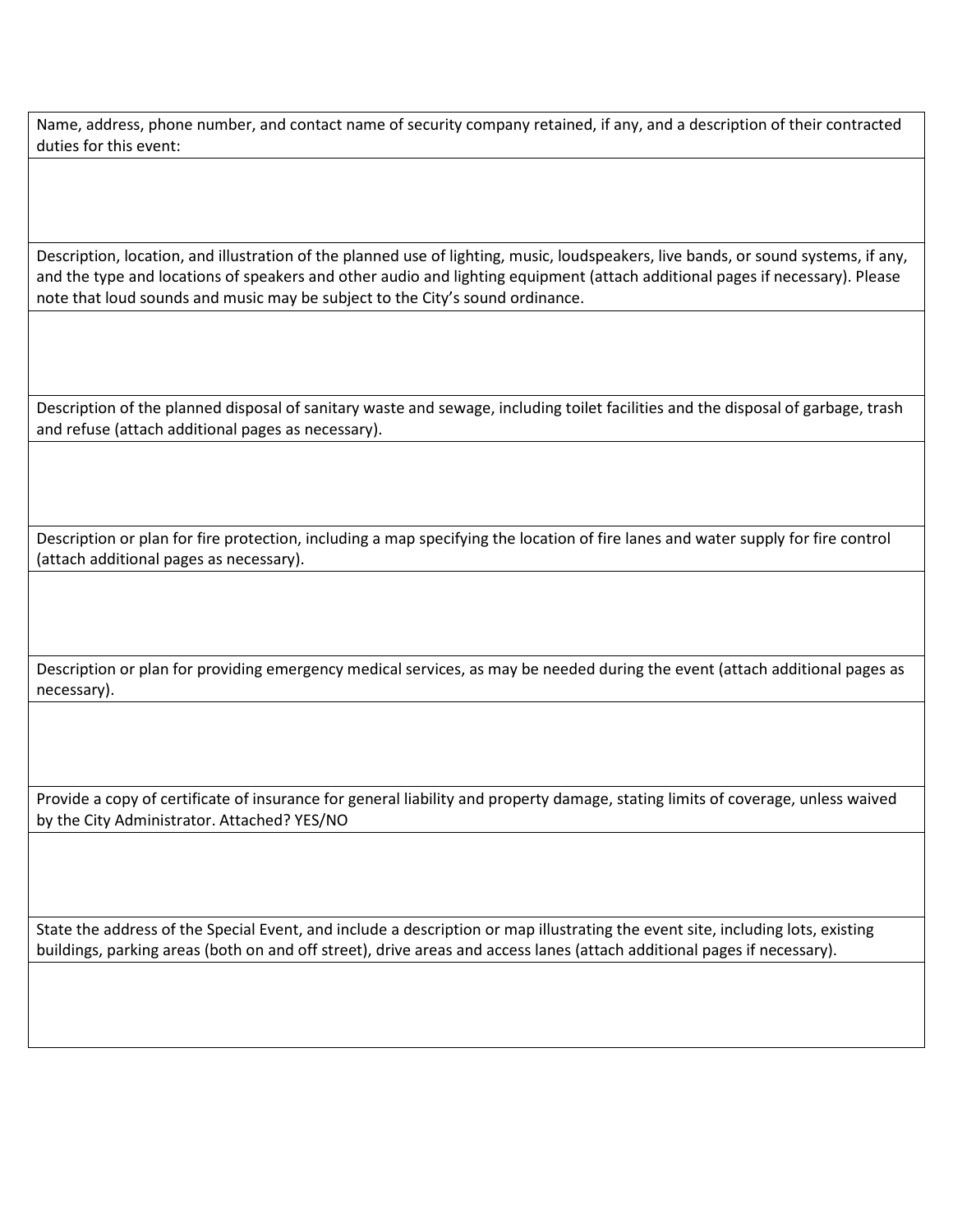| Name, address, phone number, and contact name of security company retained, if any, and a description of their contracted duties for this event: |
| --- |
| |
| Description, location, and illustration of the planned use of lighting, music, loudspeakers, live bands, or sound systems, if any, and the type and locations of speakers and other audio and lighting equipment (attach additional pages if necessary). Please note that loud sounds and music may be subject to the City's sound ordinance. |
| |
| Description of the planned disposal of sanitary waste and sewage, including toilet facilities and the disposal of garbage, trash and refuse (attach additional pages as necessary). |
| |
| Description or plan for fire protection, including a map specifying the location of fire lanes and water supply for fire control (attach additional pages as necessary). |
| |
| Description or plan for providing emergency medical services, as may be needed during the event (attach additional pages as necessary). |
| |
| Provide a copy of certificate of insurance for general liability and property damage, stating limits of coverage, unless waived by the City Administrator. Attached? YES/NO |
| |
| State the address of the Special Event, and include a description or map illustrating the event site, including lots, existing buildings, parking areas (both on and off street), drive areas and access lanes (attach additional pages if necessary). |
| |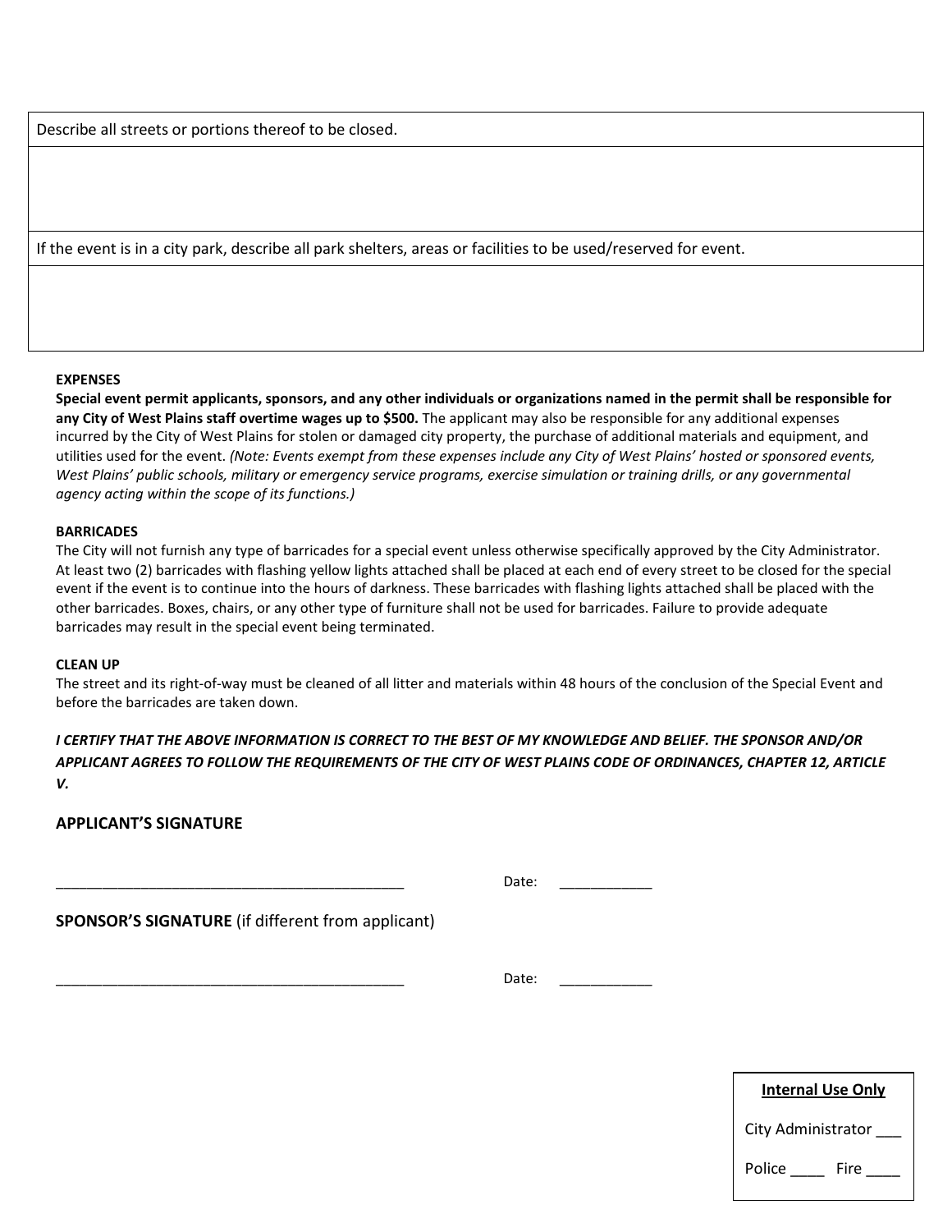| Describe all streets or portions thereof to be closed. |
| --- |
| |
| If the event is in a city park, describe all park shelters, areas or facilities to be used/reserved for event. |
| |

**EXPENSES**

**Special event permit applicants, sponsors, and any other individuals or organizations named in the permit shall be responsible for any City of West Plains staff overtime wages up to $500.** The applicant may also be responsible for any additional expenses incurred by the City of West Plains for stolen or damaged city property, the purchase of additional materials and equipment, and utilities used for the event. *(Note: Events exempt from these expenses include any City of West Plains' hosted or sponsored events, West Plains' public schools, military or emergency service programs, exercise simulation or training drills, or any governmental agency acting within the scope of its functions.)*

**BARRICADES**

The City will not furnish any type of barricades for a special event unless otherwise specifically approved by the City Administrator. At least two (2) barricades with flashing yellow lights attached shall be placed at each end of every street to be closed for the special event if the event is to continue into the hours of darkness. These barricades with flashing lights attached shall be placed with the other barricades. Boxes, chairs, or any other type of furniture shall not be used for barricades. Failure to provide adequate barricades may result in the special event being terminated.

**CLEAN UP**

The street and its right-of-way must be cleaned of all litter and materials within 48 hours of the conclusion of the Special Event and before the barricades are taken down.

***I CERTIFY THAT THE ABOVE INFORMATION IS CORRECT TO THE BEST OF MY KNOWLEDGE AND BELIEF. THE SPONSOR AND/OR APPLICANT AGREES TO FOLLOW THE REQUIREMENTS OF THE CITY OF WEST PLAINS CODE OF ORDINANCES, CHAPTER 12, ARTICLE V.***

**APPLICANT'S SIGNATURE**

_____________________________________________ Date: ____________

**SPONSOR'S SIGNATURE** (if different from applicant)

_____________________________________________ Date: ____________

**Internal Use Only**

City Administrator ___

Police ____ Fire ____